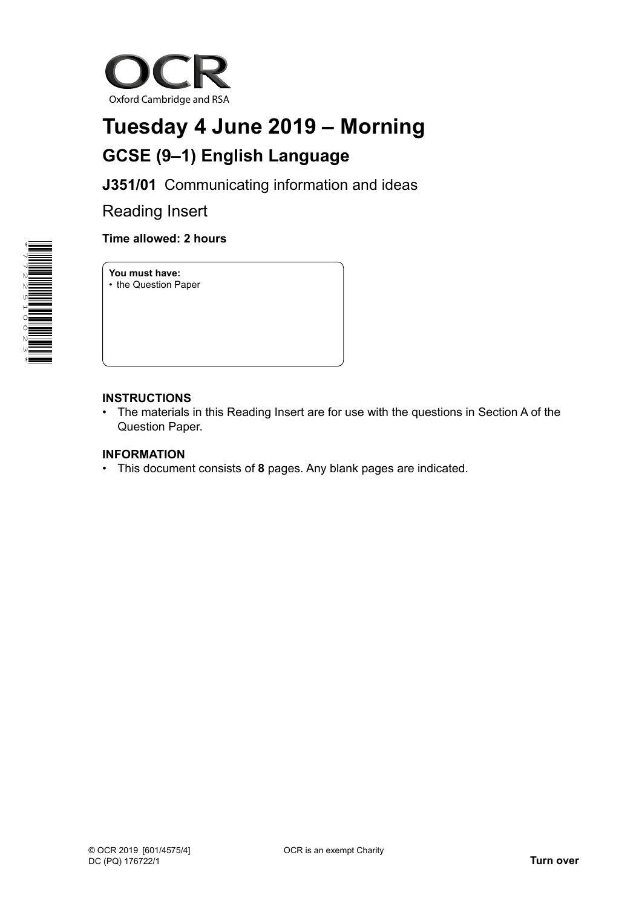OCR

Oxford Cambridge and RSA

# Tuesday 4 June 2019 – Morning

## GCSE (9–1) English Language

**J351/01** Communicating information and ideas

Reading Insert

**Time allowed: 2 hours**

**You must have:**
- the Question Paper

**INSTRUCTIONS**
- The materials in this Reading Insert are for use with the questions in Section A of the Question Paper.

**INFORMATION**
- This document consists of **8** pages. Any blank pages are indicated.

© OCR 2019 [601/4575/4]
DC (PQ) 176722/1

OCR is an exempt Charity

**Turn over**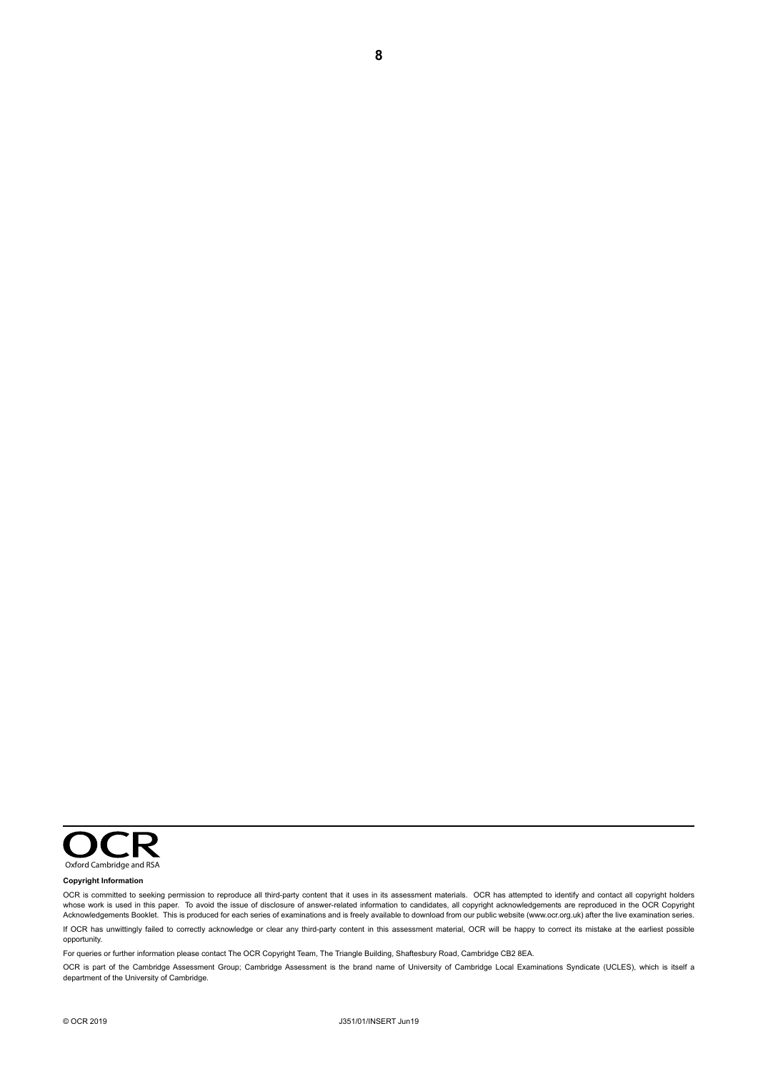OCR
Oxford Cambridge and RSA

**Copyright Information**

OCR is committed to seeking permission to reproduce all third-party content that it uses in its assessment materials. OCR has attempted to identify and contact all copyright holders whose work is used in this paper. To avoid the issue of disclosure of answer-related information to candidates, all copyright acknowledgements are reproduced in the OCR Copyright Acknowledgements Booklet. This is produced for each series of examinations and is freely available to download from our public website (www.ocr.org.uk) after the live examination series.

If OCR has unwittingly failed to correctly acknowledge or clear any third-party content in this assessment material, OCR will be happy to correct its mistake at the earliest possible opportunity.

For queries or further information please contact The OCR Copyright Team, The Triangle Building, Shaftesbury Road, Cambridge CB2 8EA.

OCR is part of the Cambridge Assessment Group; Cambridge Assessment is the brand name of University of Cambridge Local Examinations Syndicate (UCLES), which is itself a department of the University of Cambridge.

© OCR 2019 J351/01/INSERT Jun19